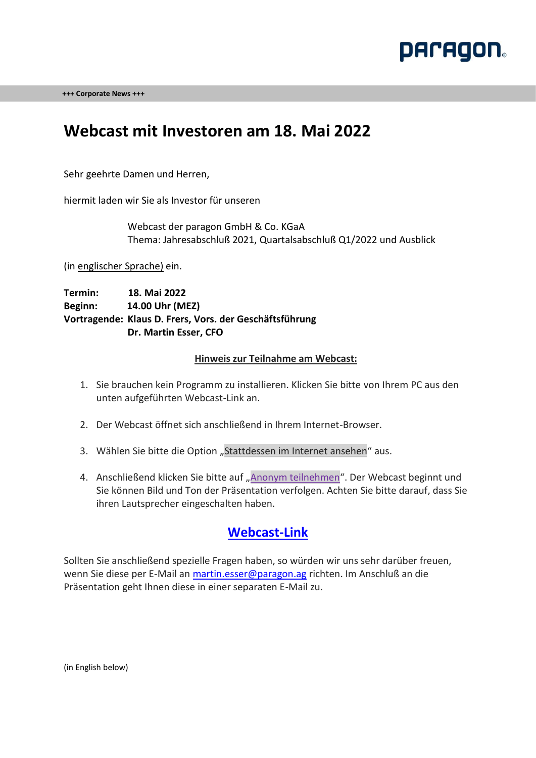+++ Corporate News +++

# Webcast mit Investoren am 18. Mai 2022

Sehr geehrte Damen und Herren,

hiermit laden wir Sie als Investor für unseren

> Webcast der paragon GmbH & Co. KGaA
> Thema: Jahresabschluß 2021, Quartalsabschluß Q1/2022 und Ausblick

(in englischer Sprache) ein.

**Termin:** **18. Mai 2022**
**Beginn:** **14.00 Uhr (MEZ)**
**Vortragende:** **Klaus D. Frers, Vors. der Geschäftsführung**
**Dr. Martin Esser, CFO**

**Hinweis zur Teilnahme am Webcast:**

1. Sie brauchen kein Programm zu installieren. Klicken Sie bitte von Ihrem PC aus den unten aufgeführten Webcast-Link an.

2. Der Webcast öffnet sich anschließend in Ihrem Internet-Browser.

3. Wählen Sie bitte die Option „Stattdessen im Internet ansehen" aus.

4. Anschließend klicken Sie bitte auf „Anonym teilnehmen". Der Webcast beginnt und Sie können Bild und Ton der Präsentation verfolgen. Achten Sie bitte darauf, dass Sie ihren Lautsprecher eingeschalten haben.

## Webcast-Link

Sollten Sie anschließend spezielle Fragen haben, so würden wir uns sehr darüber freuen, wenn Sie diese per E-Mail an martin.esser@paragon.ag richten. Im Anschluß an die Präsentation geht Ihnen diese in einer separaten E-Mail zu.

(in English below)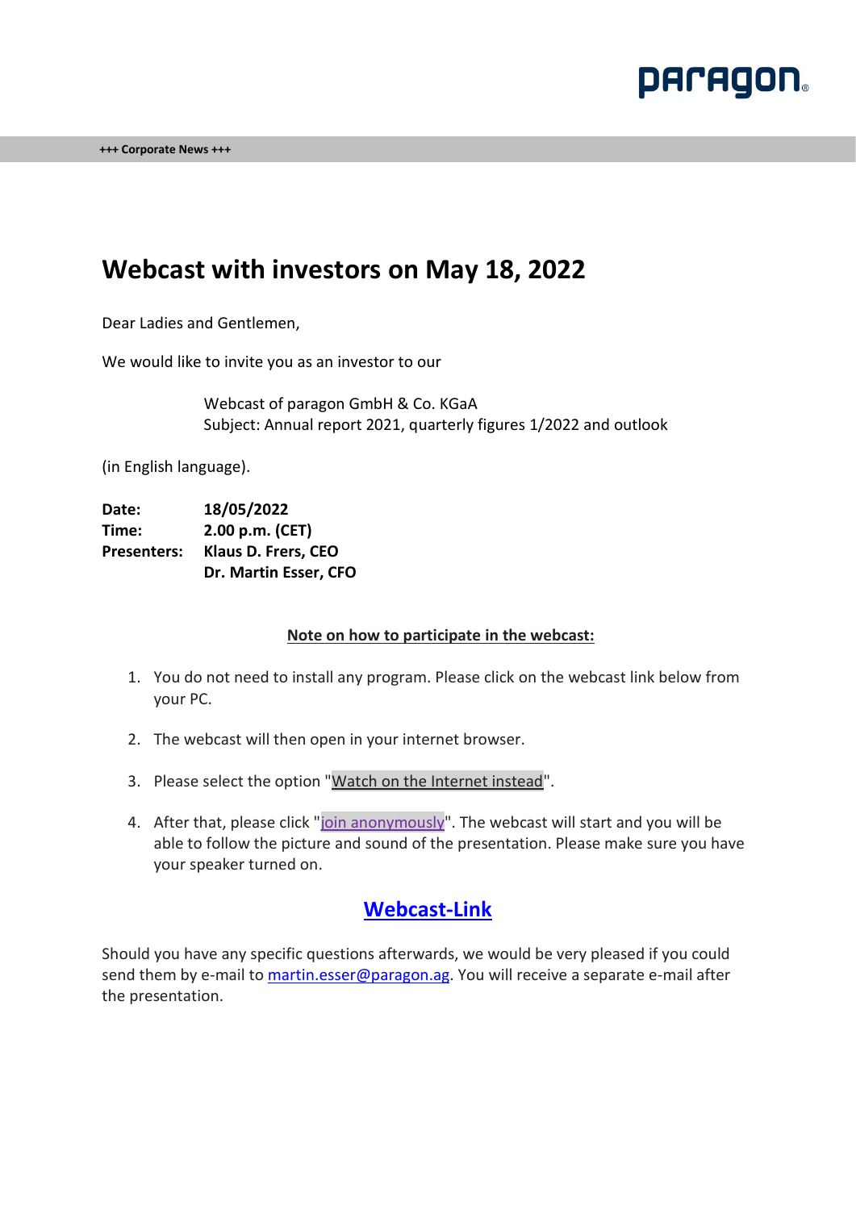+++ Corporate News +++

# Webcast with investors on May 18, 2022

Dear Ladies and Gentlemen,

We would like to invite you as an investor to our

Webcast of paragon GmbH & Co. KGaA
Subject: Annual report 2021, quarterly figures 1/2022 and outlook

(in English language).

**Date:** **18/05/2022**
**Time:** **2.00 p.m. (CET)**
**Presenters:** **Klaus D. Frers, CEO**
**Dr. Martin Esser, CFO**

**Note on how to participate in the webcast:**

1. You do not need to install any program. Please click on the webcast link below from your PC.
2. The webcast will then open in your internet browser.
3. Please select the option "Watch on the Internet instead".
4. After that, please click "join anonymously". The webcast will start and you will be able to follow the picture and sound of the presentation. Please make sure you have your speaker turned on.

## Webcast-Link

Should you have any specific questions afterwards, we would be very pleased if you could send them by e-mail to martin.esser@paragon.ag. You will receive a separate e-mail after the presentation.